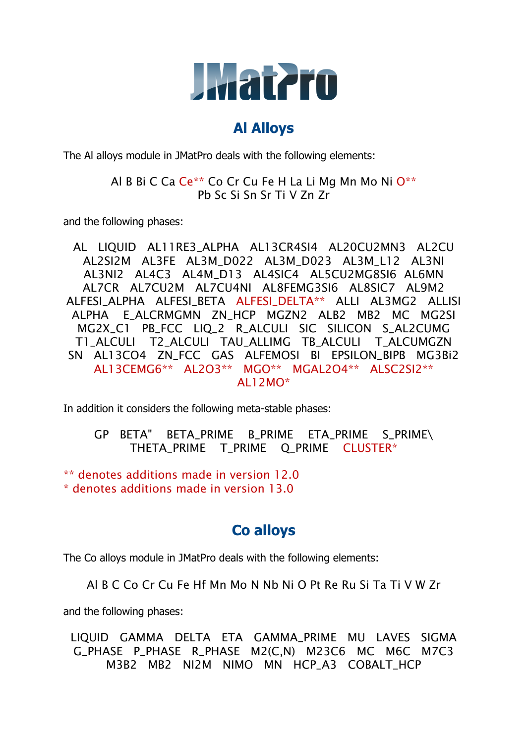# JMatPro

## Al Alloys

The Al alloys module in JMatPro deals with the following elements:

Al B Bi C Ca Ce** Co Cr Cu Fe H La Li Mg Mn Mo Ni O** Pb Sc Si Sn Sr Ti V Zn Zr

and the following phases:

AL LIQUID AL11RE3_ALPHA AL13CR4SI4 AL20CU2MN3 AL2CU AL2SI2M AL3FE AL3M_D022 AL3M_D023 AL3M_L12 AL3NI AL3NI2 AL4C3 AL4M_D13 AL4SIC4 AL5CU2MG8SI6 AL6MN AL7CR AL7CU2M AL7CU4NI AL8FEMG3SI6 AL8SIC7 AL9M2 ALFESI_ALPHA ALFESI_BETA ALFESI_DELTA** ALLI AL3MG2 ALLISI ALPHA E_ALCRMGMN ZN_HCP MGZN2 ALB2 MB2 MC MG2SI MG2X_C1 PB_FCC LIQ_2 R_ALCULI SIC SILICON S_AL2CUMG T1_ALCULI T2_ALCULI TAU_ALLIMG TB_ALCULI T_ALCUMGZN SN AL13CO4 ZN_FCC GAS ALFEMOSI BI EPSILON_BIPB MG3Bi2 AL13CEMG6** AL2O3** MGO** MGAL2O4** ALSC2SI2** AL12MO*

In addition it considers the following meta-stable phases:

GP BETA" BETA_PRIME B_PRIME ETA_PRIME S_PRIME\ THETA_PRIME T_PRIME Q_PRIME CLUSTER*

** denotes additions made in version 12.0
* denotes additions made in version 13.0

## Co alloys

The Co alloys module in JMatPro deals with the following elements:

Al B C Co Cr Cu Fe Hf Mn Mo N Nb Ni O Pt Re Ru Si Ta Ti V W Zr

and the following phases:

LIQUID GAMMA DELTA ETA GAMMA_PRIME MU LAVES SIGMA G_PHASE P_PHASE R_PHASE M2(C,N) M23C6 MC M6C M7C3 M3B2 MB2 NI2M NIMO MN HCP_A3 COBALT_HCP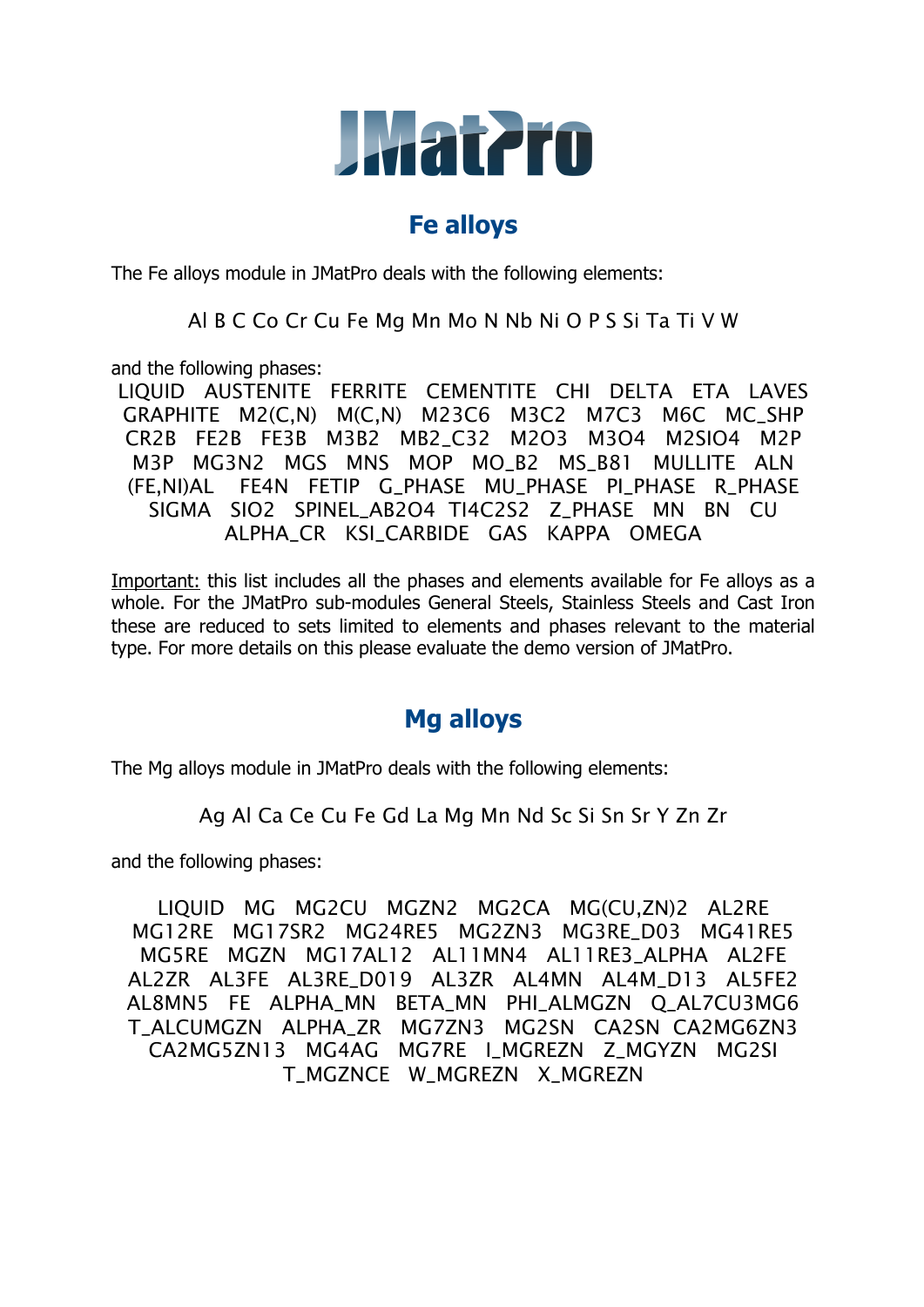# JMatPro

## Fe alloys

The Fe alloys module in JMatPro deals with the following elements:

Al B C Co Cr Cu Fe Mg Mn Mo N Nb Ni O P S Si Ta Ti V W

and the following phases:

LIQUID AUSTENITE FERRITE CEMENTITE CHI DELTA ETA LAVES GRAPHITE M2(C,N) M(C,N) M23C6 M3C2 M7C3 M6C MC_SHP CR2B FE2B FE3B M3B2 MB2_C32 M2O3 M3O4 M2SIO4 M2P M3P MG3N2 MGS MNS MOP MO_B2 MS_B81 MULLITE ALN (FE,NI)AL FE4N FETIP G_PHASE MU_PHASE PI_PHASE R_PHASE SIGMA SIO2 SPINEL_AB2O4 TI4C2S2 Z_PHASE MN BN CU ALPHA_CR KSI_CARBIDE GAS KAPPA OMEGA

Important: this list includes all the phases and elements available for Fe alloys as a whole. For the JMatPro sub-modules General Steels, Stainless Steels and Cast Iron these are reduced to sets limited to elements and phases relevant to the material type. For more details on this please evaluate the demo version of JMatPro.

## Mg alloys

The Mg alloys module in JMatPro deals with the following elements:

Ag Al Ca Ce Cu Fe Gd La Mg Mn Nd Sc Si Sn Sr Y Zn Zr

and the following phases:

LIQUID MG MG2CU MGZN2 MG2CA MG(CU,ZN)2 AL2RE MG12RE MG17SR2 MG24RE5 MG2ZN3 MG3RE_D03 MG41RE5 MG5RE MGZN MG17AL12 AL11MN4 AL11RE3_ALPHA AL2FE AL2ZR AL3FE AL3RE_D019 AL3ZR AL4MN AL4M_D13 AL5FE2 AL8MN5 FE ALPHA_MN BETA_MN PHI_ALMGZN Q_AL7CU3MG6 T_ALCUMGZN ALPHA_ZR MG7ZN3 MG2SN CA2SN CA2MG6ZN3 CA2MG5ZN13 MG4AG MG7RE I_MGREZN Z_MGYZN MG2SI T_MGZNCE W_MGREZN X_MGREZN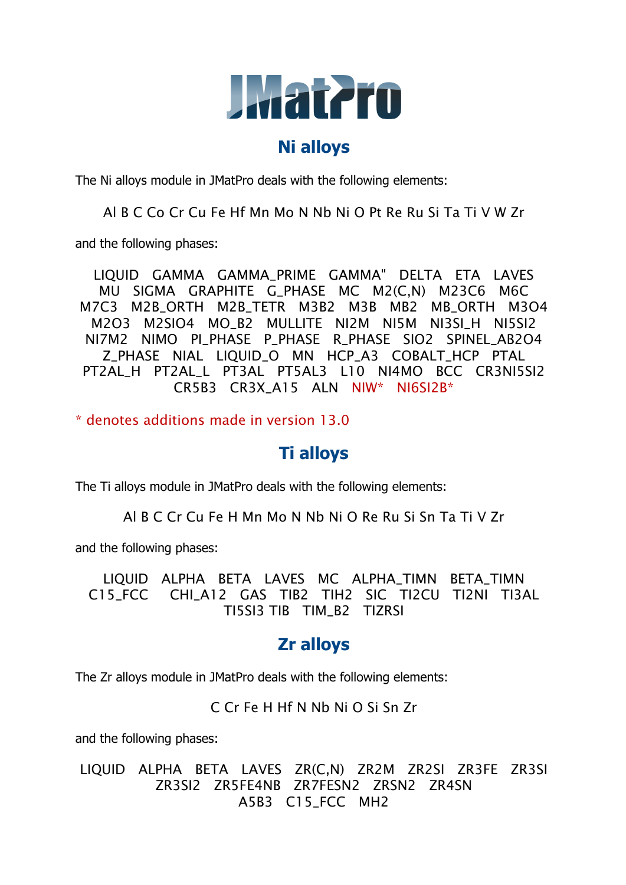JMatPro

## Ni alloys

The Ni alloys module in JMatPro deals with the following elements:

Al B C Co Cr Cu Fe Hf Mn Mo N Nb Ni O Pt Re Ru Si Ta Ti V W Zr

and the following phases:

LIQUID GAMMA GAMMA_PRIME GAMMA" DELTA ETA LAVES MU SIGMA GRAPHITE G_PHASE MC M2(C,N) M23C6 M6C M7C3 M2B_ORTH M2B_TETR M3B2 M3B MB2 MB_ORTH M3O4 M2O3 M2SIO4 MO_B2 MULLITE NI2M NI5M NI3SI_H NI5SI2 NI7M2 NIMO PI_PHASE P_PHASE R_PHASE SIO2 SPINEL_AB2O4 Z_PHASE NIAL LIQUID_O MN HCP_A3 COBALT_HCP PTAL PT2AL_H PT2AL_L PT3AL PT5AL3 L10 NI4MO BCC CR3NI5SI2 CR5B3 CR3X_A15 ALN NIW* NI6SI2B*

* denotes additions made in version 13.0

## Ti alloys

The Ti alloys module in JMatPro deals with the following elements:

Al B C Cr Cu Fe H Mn Mo N Nb Ni O Re Ru Si Sn Ta Ti V Zr

and the following phases:

LIQUID ALPHA BETA LAVES MC ALPHA_TIMN BETA_TIMN C15_FCC CHI_A12 GAS TIB2 TIH2 SIC TI2CU TI2NI TI3AL TI5SI3 TIB TIM_B2 TIZRSI

## Zr alloys

The Zr alloys module in JMatPro deals with the following elements:

C Cr Fe H Hf N Nb Ni O Si Sn Zr

and the following phases:

LIQUID ALPHA BETA LAVES ZR(C,N) ZR2M ZR2SI ZR3FE ZR3SI ZR3SI2 ZR5FE4NB ZR7FESN2 ZRSN2 ZR4SN A5B3 C15_FCC MH2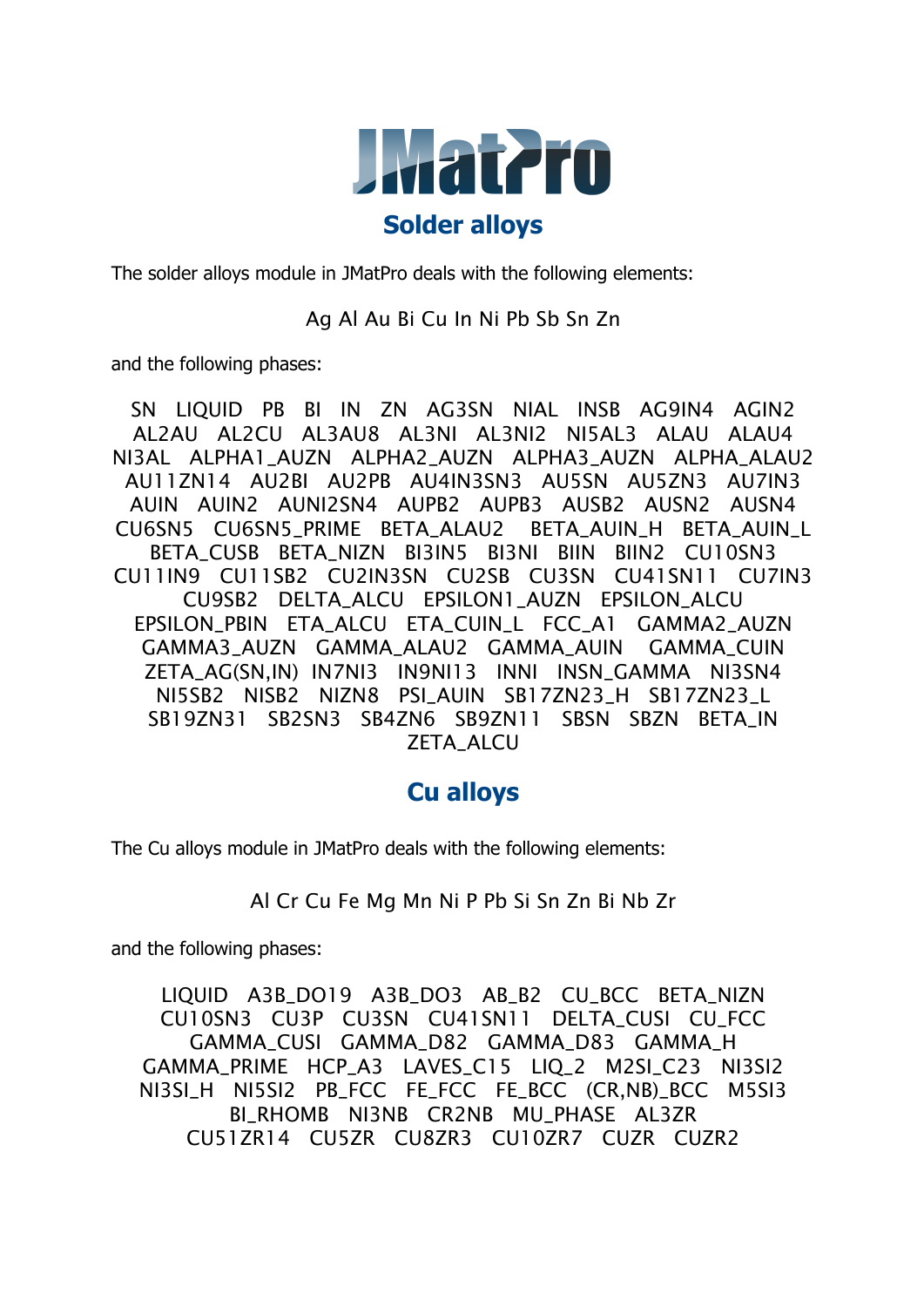JMatPro

## Solder alloys

The solder alloys module in JMatPro deals with the following elements:

Ag Al Au Bi Cu In Ni Pb Sb Sn Zn

and the following phases:

SN LIQUID PB BI IN ZN AG3SN NIAL INSB AG9IN4 AGIN2 AL2AU AL2CU AL3AU8 AL3NI AL3NI2 NI5AL3 ALAU ALAU4 NI3AL ALPHA1_AUZN ALPHA2_AUZN ALPHA3_AUZN ALPHA_ALAU2 AU11ZN14 AU2BI AU2PB AU4IN3SN3 AU5SN AU5ZN3 AU7IN3 AUIN AUIN2 AUNI2SN4 AUPB2 AUPB3 AUSB2 AUSN2 AUSN4 CU6SN5 CU6SN5_PRIME BETA_ALAU2 BETA_AUIN_H BETA_AUIN_L BETA_CUSB BETA_NIZN BI3IN5 BI3NI BIIN BIIN2 CU10SN3 CU11IN9 CU11SB2 CU2IN3SN CU2SB CU3SN CU41SN11 CU7IN3 CU9SB2 DELTA_ALCU EPSILON1_AUZN EPSILON_ALCU EPSILON_PBIN ETA_ALCU ETA_CUIN_L FCC_A1 GAMMA2_AUZN GAMMA3_AUZN GAMMA_ALAU2 GAMMA_AUIN GAMMA_CUIN ZETA_AG(SN,IN) IN7NI3 IN9NI13 INNI INSN_GAMMA NI3SN4 NI5SB2 NISB2 NIZN8 PSI_AUIN SB17ZN23_H SB17ZN23_L SB19ZN31 SB2SN3 SB4ZN6 SB9ZN11 SBSN SBZN BETA_IN ZETA_ALCU

## Cu alloys

The Cu alloys module in JMatPro deals with the following elements:

Al Cr Cu Fe Mg Mn Ni P Pb Si Sn Zn Bi Nb Zr

and the following phases:

LIQUID A3B_DO19 A3B_DO3 AB_B2 CU_BCC BETA_NIZN CU10SN3 CU3P CU3SN CU41SN11 DELTA_CUSI CU_FCC GAMMA_CUSI GAMMA_D82 GAMMA_D83 GAMMA_H GAMMA_PRIME HCP_A3 LAVES_C15 LIQ_2 M2SI_C23 NI3SI2 NI3SI_H NI5SI2 PB_FCC FE_FCC FE_BCC (CR,NB)_BCC M5SI3 BI_RHOMB NI3NB CR2NB MU_PHASE AL3ZR CU51ZR14 CU5ZR CU8ZR3 CU10ZR7 CUZR CUZR2